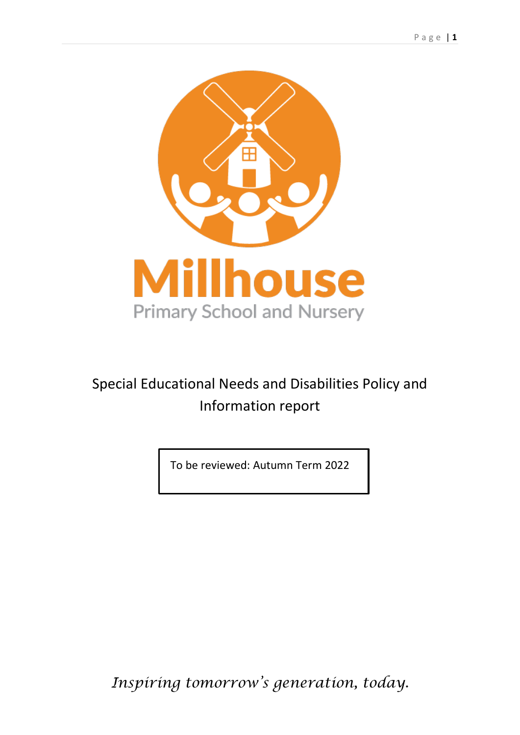# Millhouse

Primary School and Nursery

## Special Educational Needs and Disabilities Policy and Information report

To be reviewed: Autumn Term 2022

*Inspiring tomorrow's generation, today.*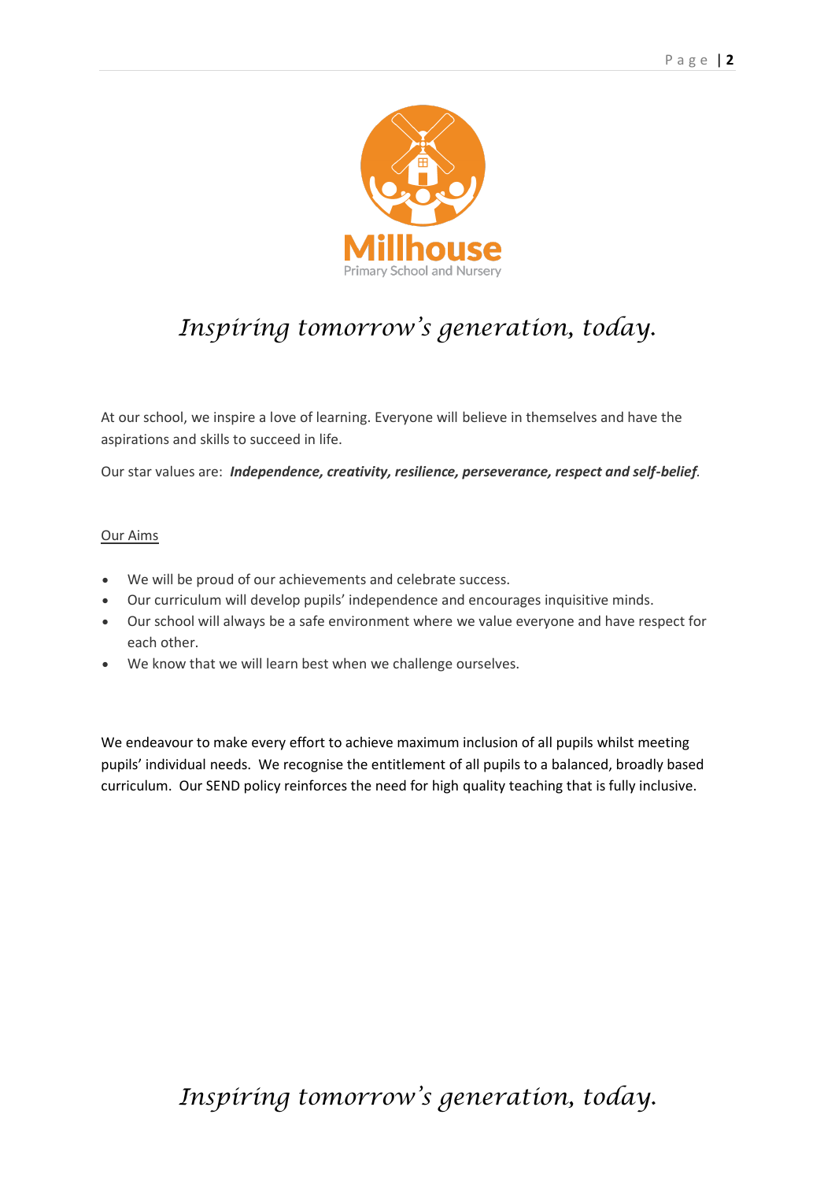Millhouse

Primary School and Nursery

*Inspiring tomorrow's generation, today.*

At our school, we inspire a love of learning. Everyone will believe in themselves and have the aspirations and skills to succeed in life.

Our star values are: ***Independence, creativity, resilience, perseverance, respect and self-belief***.

## Our Aims

- We will be proud of our achievements and celebrate success.
- Our curriculum will develop pupils' independence and encourages inquisitive minds.
- Our school will always be a safe environment where we value everyone and have respect for each other.
- We know that we will learn best when we challenge ourselves.

We endeavour to make every effort to achieve maximum inclusion of all pupils whilst meeting pupils' individual needs. We recognise the entitlement of all pupils to a balanced, broadly based curriculum. Our SEND policy reinforces the need for high quality teaching that is fully inclusive.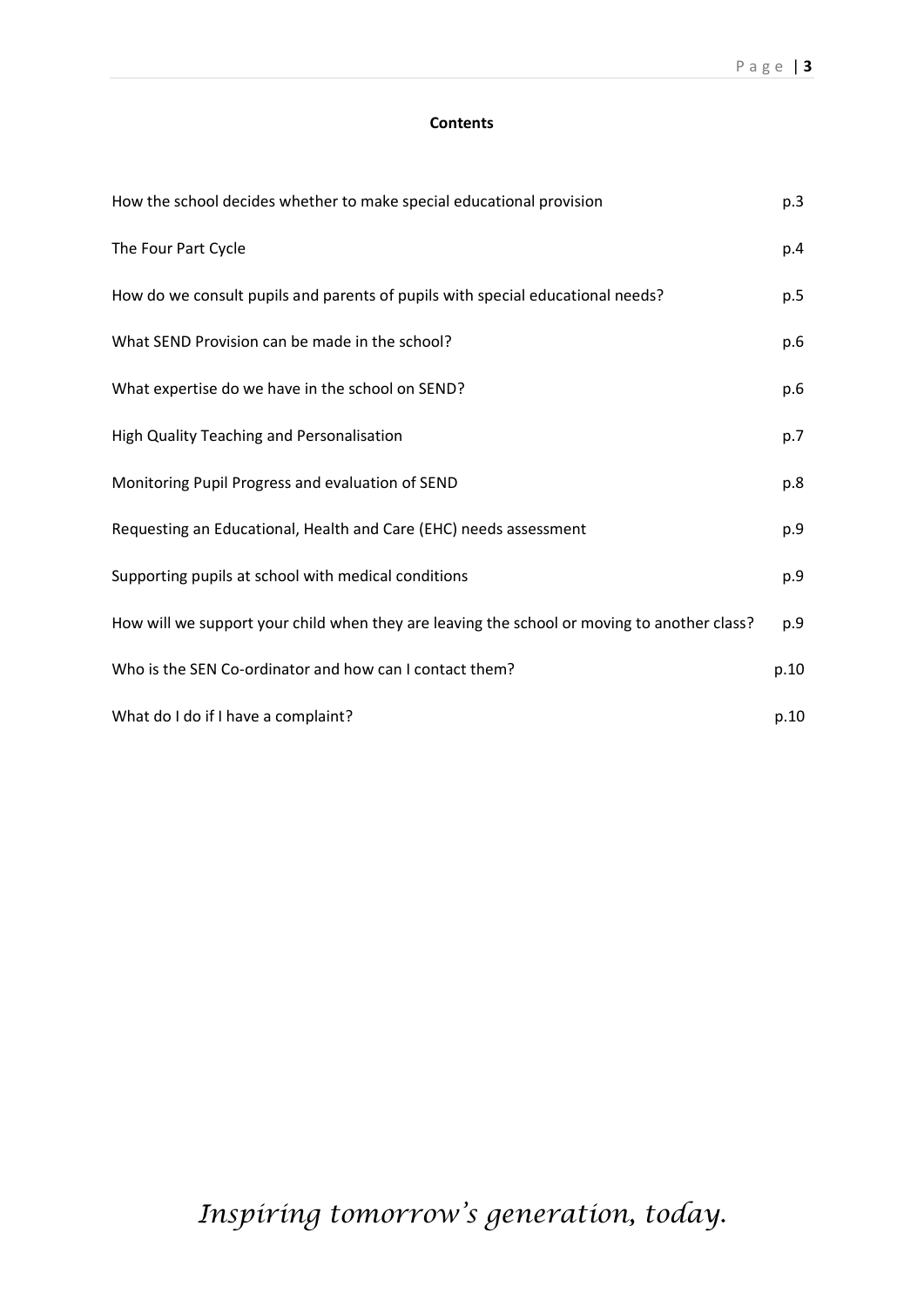**Contents**

| | |
|---|---|
| How the school decides whether to make special educational provision | p.3 |
| The Four Part Cycle | p.4 |
| How do we consult pupils and parents of pupils with special educational needs? | p.5 |
| What SEND Provision can be made in the school? | p.6 |
| What expertise do we have in the school on SEND? | p.6 |
| High Quality Teaching and Personalisation | p.7 |
| Monitoring Pupil Progress and evaluation of SEND | p.8 |
| Requesting an Educational, Health and Care (EHC) needs assessment | p.9 |
| Supporting pupils at school with medical conditions | p.9 |
| How will we support your child when they are leaving the school or moving to another class? | p.9 |
| Who is the SEN Co-ordinator and how can I contact them? | p.10 |
| What do I do if I have a complaint? | p.10 |

*Inspiring tomorrow's generation, today.*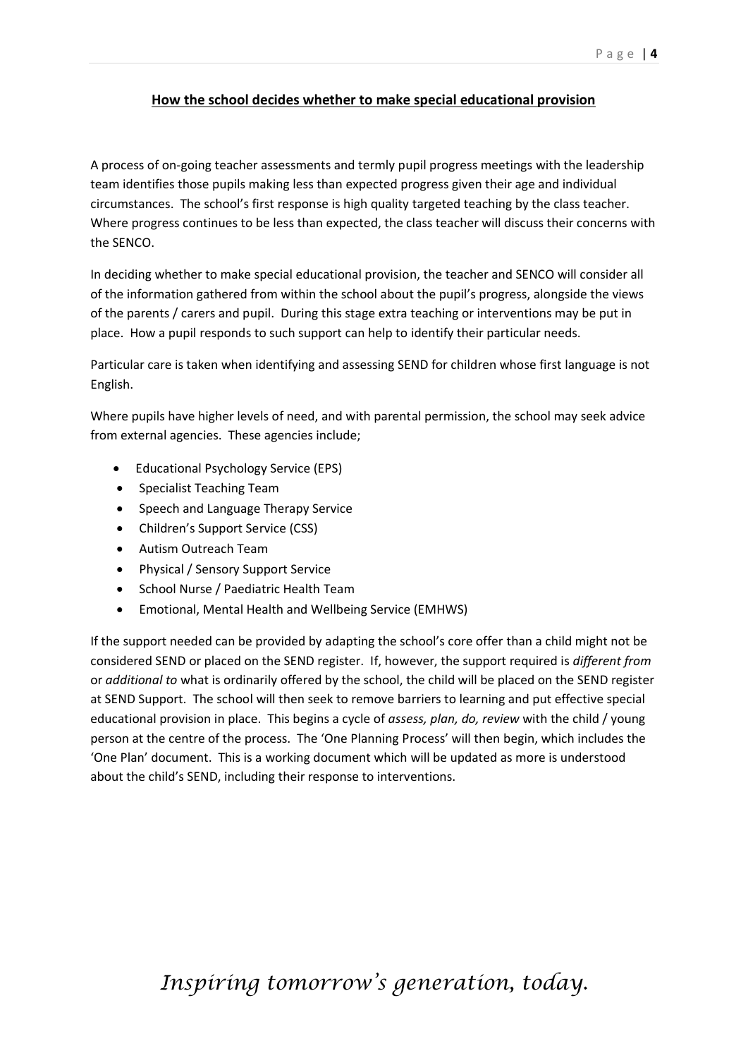## **How the school decides whether to make special educational provision**

A process of on-going teacher assessments and termly pupil progress meetings with the leadership team identifies those pupils making less than expected progress given their age and individual circumstances. The school's first response is high quality targeted teaching by the class teacher. Where progress continues to be less than expected, the class teacher will discuss their concerns with the SENCO.

In deciding whether to make special educational provision, the teacher and SENCO will consider all of the information gathered from within the school about the pupil's progress, alongside the views of the parents / carers and pupil. During this stage extra teaching or interventions may be put in place. How a pupil responds to such support can help to identify their particular needs.

Particular care is taken when identifying and assessing SEND for children whose first language is not English.

Where pupils have higher levels of need, and with parental permission, the school may seek advice from external agencies. These agencies include;

- Educational Psychology Service (EPS)
- Specialist Teaching Team
- Speech and Language Therapy Service
- Children's Support Service (CSS)
- Autism Outreach Team
- Physical / Sensory Support Service
- School Nurse / Paediatric Health Team
- Emotional, Mental Health and Wellbeing Service (EMHWS)

If the support needed can be provided by adapting the school's core offer than a child might not be considered SEND or placed on the SEND register. If, however, the support required is *different from* or *additional to* what is ordinarily offered by the school, the child will be placed on the SEND register at SEND Support. The school will then seek to remove barriers to learning and put effective special educational provision in place. This begins a cycle of *assess, plan, do, review* with the child / young person at the centre of the process. The 'One Planning Process' will then begin, which includes the 'One Plan' document. This is a working document which will be updated as more is understood about the child's SEND, including their response to interventions.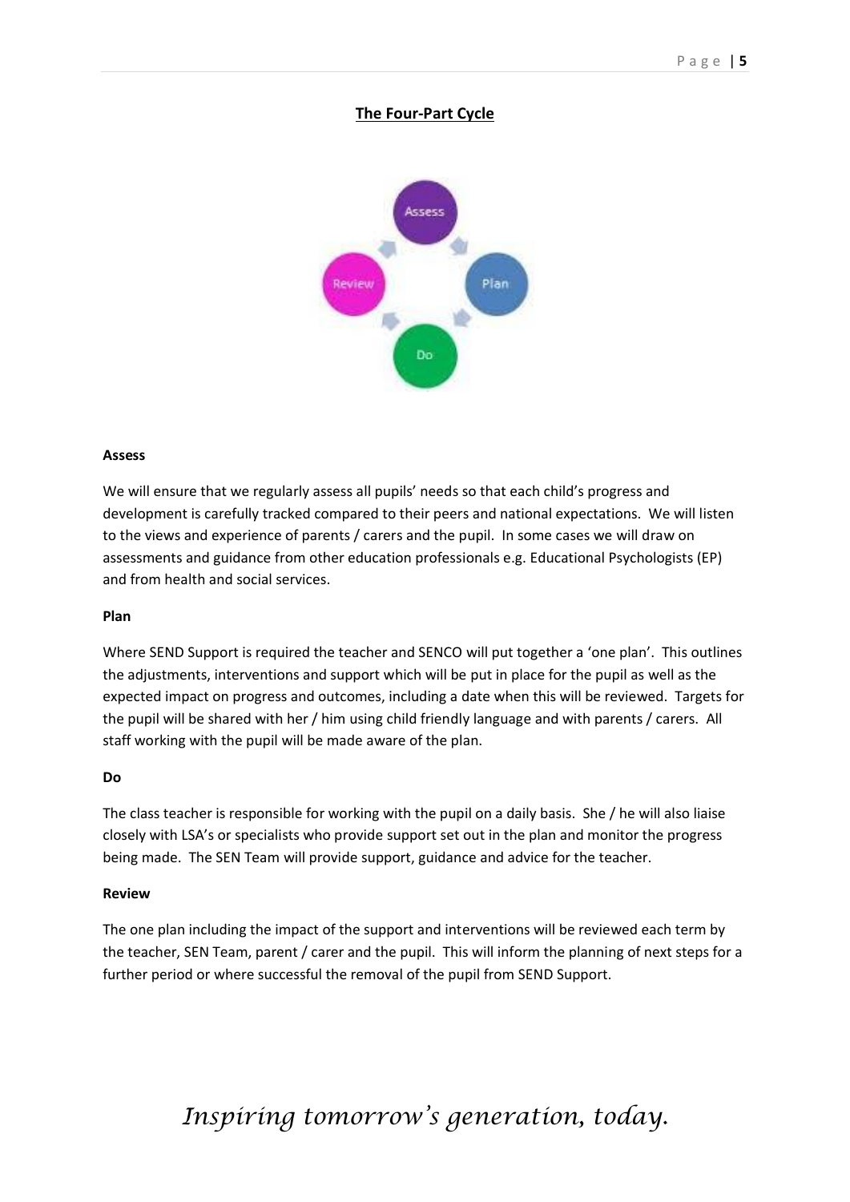## The Four-Part Cycle

### Assess

We will ensure that we regularly assess all pupils' needs so that each child's progress and development is carefully tracked compared to their peers and national expectations. We will listen to the views and experience of parents / carers and the pupil. In some cases we will draw on assessments and guidance from other education professionals e.g. Educational Psychologists (EP) and from health and social services.

### Plan

Where SEND Support is required the teacher and SENCO will put together a 'one plan'. This outlines the adjustments, interventions and support which will be put in place for the pupil as well as the expected impact on progress and outcomes, including a date when this will be reviewed. Targets for the pupil will be shared with her / him using child friendly language and with parents / carers. All staff working with the pupil will be made aware of the plan.

### Do

The class teacher is responsible for working with the pupil on a daily basis. She / he will also liaise closely with LSA's or specialists who provide support set out in the plan and monitor the progress being made. The SEN Team will provide support, guidance and advice for the teacher.

### Review

The one plan including the impact of the support and interventions will be reviewed each term by the teacher, SEN Team, parent / carer and the pupil. This will inform the planning of next steps for a further period or where successful the removal of the pupil from SEND Support.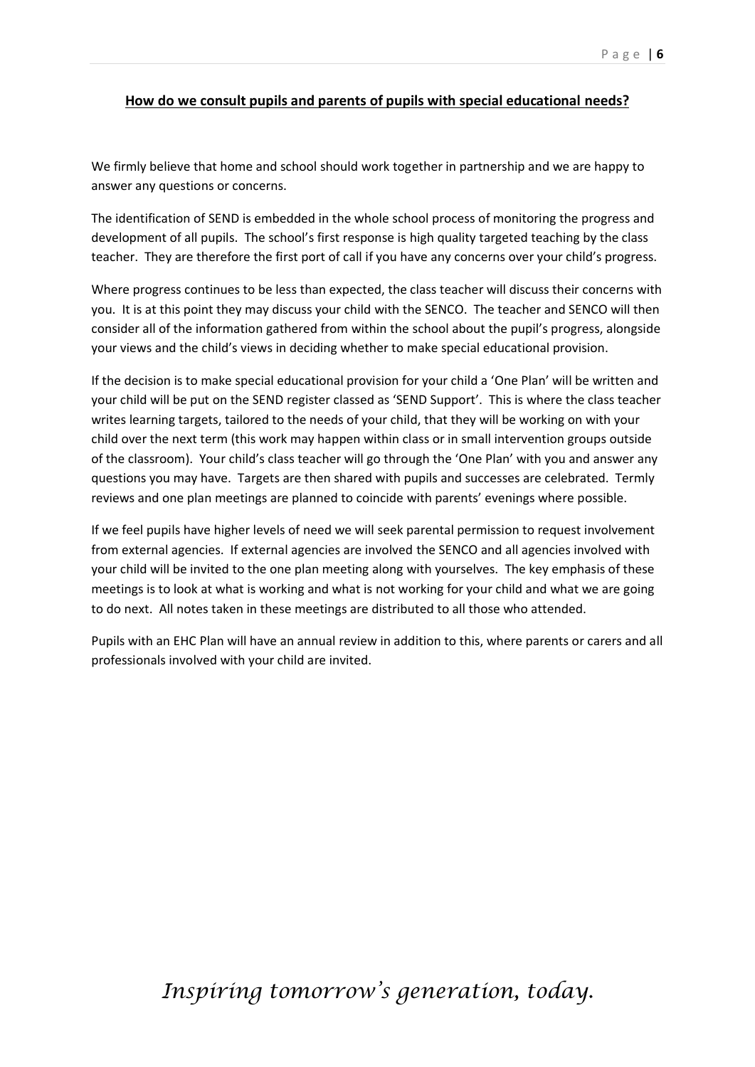## **How do we consult pupils and parents of pupils with special educational needs?**

We firmly believe that home and school should work together in partnership and we are happy to answer any questions or concerns.

The identification of SEND is embedded in the whole school process of monitoring the progress and development of all pupils. The school's first response is high quality targeted teaching by the class teacher. They are therefore the first port of call if you have any concerns over your child's progress.

Where progress continues to be less than expected, the class teacher will discuss their concerns with you. It is at this point they may discuss your child with the SENCO. The teacher and SENCO will then consider all of the information gathered from within the school about the pupil's progress, alongside your views and the child's views in deciding whether to make special educational provision.

If the decision is to make special educational provision for your child a 'One Plan' will be written and your child will be put on the SEND register classed as 'SEND Support'. This is where the class teacher writes learning targets, tailored to the needs of your child, that they will be working on with your child over the next term (this work may happen within class or in small intervention groups outside of the classroom). Your child's class teacher will go through the 'One Plan' with you and answer any questions you may have. Targets are then shared with pupils and successes are celebrated. Termly reviews and one plan meetings are planned to coincide with parents' evenings where possible.

If we feel pupils have higher levels of need we will seek parental permission to request involvement from external agencies. If external agencies are involved the SENCO and all agencies involved with your child will be invited to the one plan meeting along with yourselves. The key emphasis of these meetings is to look at what is working and what is not working for your child and what we are going to do next. All notes taken in these meetings are distributed to all those who attended.

Pupils with an EHC Plan will have an annual review in addition to this, where parents or carers and all professionals involved with your child are invited.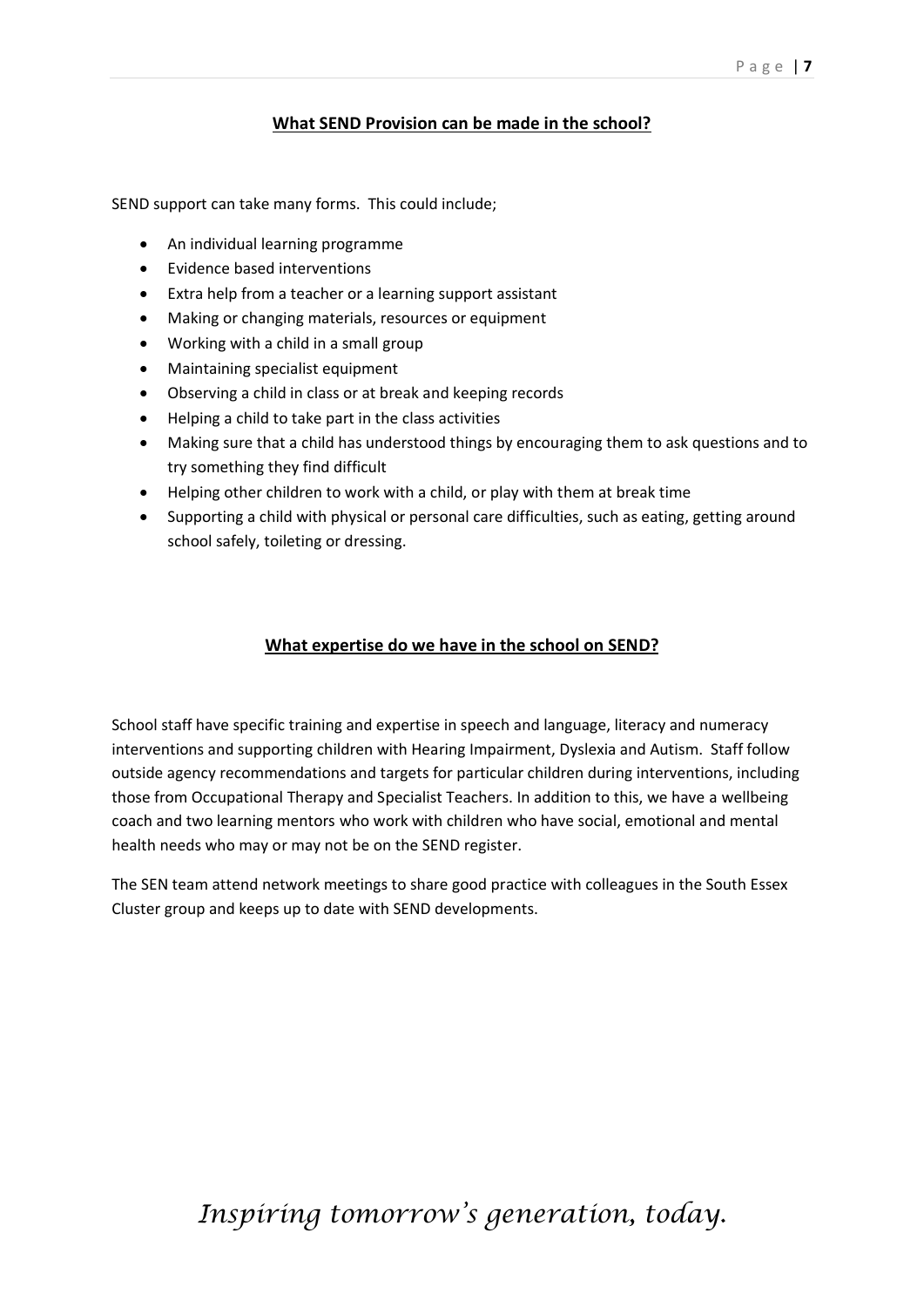## What SEND Provision can be made in the school?

SEND support can take many forms. This could include;

- An individual learning programme
- Evidence based interventions
- Extra help from a teacher or a learning support assistant
- Making or changing materials, resources or equipment
- Working with a child in a small group
- Maintaining specialist equipment
- Observing a child in class or at break and keeping records
- Helping a child to take part in the class activities
- Making sure that a child has understood things by encouraging them to ask questions and to try something they find difficult
- Helping other children to work with a child, or play with them at break time
- Supporting a child with physical or personal care difficulties, such as eating, getting around school safely, toileting or dressing.

## What expertise do we have in the school on SEND?

School staff have specific training and expertise in speech and language, literacy and numeracy interventions and supporting children with Hearing Impairment, Dyslexia and Autism. Staff follow outside agency recommendations and targets for particular children during interventions, including those from Occupational Therapy and Specialist Teachers. In addition to this, we have a wellbeing coach and two learning mentors who work with children who have social, emotional and mental health needs who may or may not be on the SEND register.

The SEN team attend network meetings to share good practice with colleagues in the South Essex Cluster group and keeps up to date with SEND developments.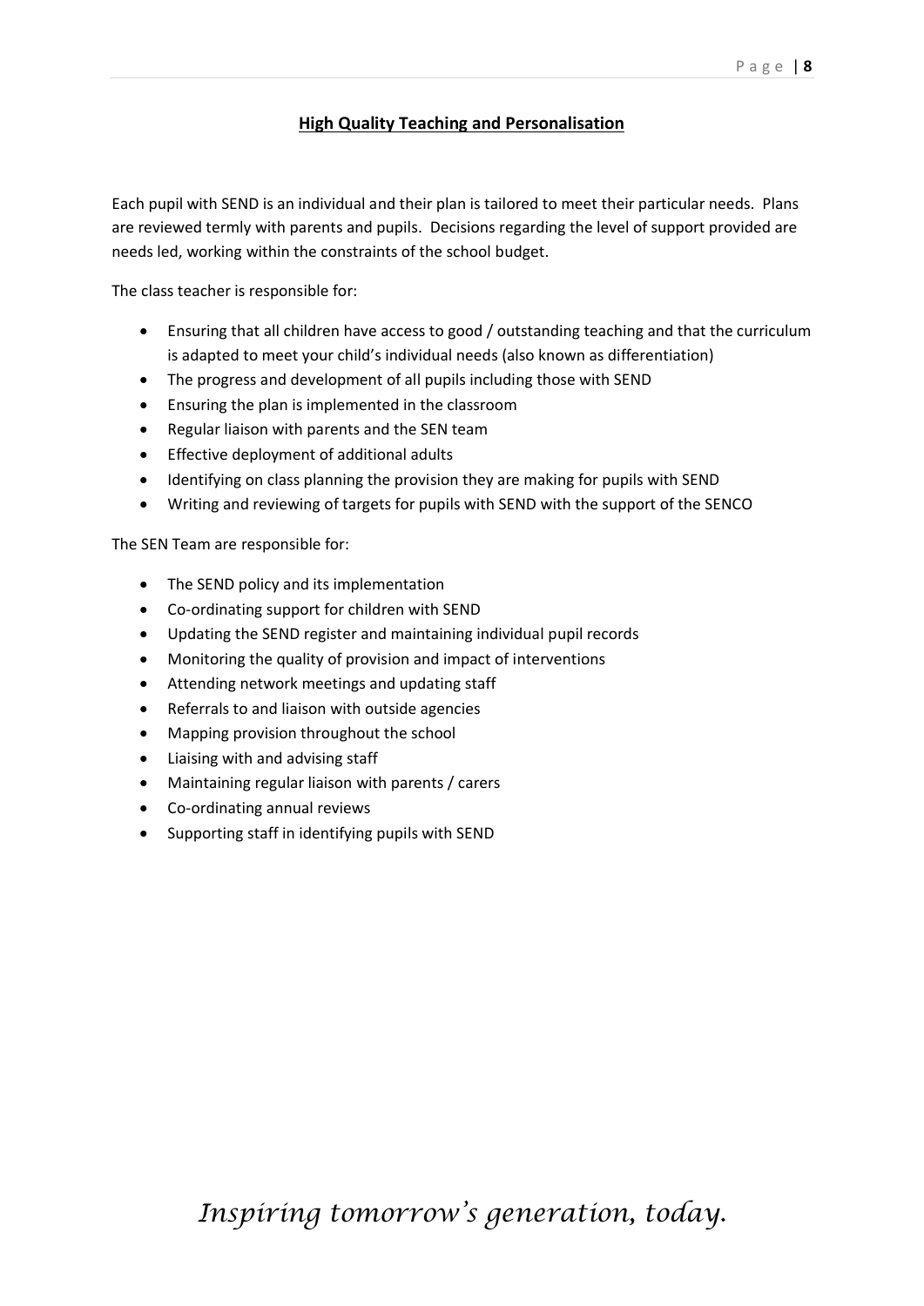## High Quality Teaching and Personalisation

Each pupil with SEND is an individual and their plan is tailored to meet their particular needs. Plans are reviewed termly with parents and pupils. Decisions regarding the level of support provided are needs led, working within the constraints of the school budget.

The class teacher is responsible for:

- Ensuring that all children have access to good / outstanding teaching and that the curriculum is adapted to meet your child's individual needs (also known as differentiation)
- The progress and development of all pupils including those with SEND
- Ensuring the plan is implemented in the classroom
- Regular liaison with parents and the SEN team
- Effective deployment of additional adults
- Identifying on class planning the provision they are making for pupils with SEND
- Writing and reviewing of targets for pupils with SEND with the support of the SENCO

The SEN Team are responsible for:

- The SEND policy and its implementation
- Co-ordinating support for children with SEND
- Updating the SEND register and maintaining individual pupil records
- Monitoring the quality of provision and impact of interventions
- Attending network meetings and updating staff
- Referrals to and liaison with outside agencies
- Mapping provision throughout the school
- Liaising with and advising staff
- Maintaining regular liaison with parents / carers
- Co-ordinating annual reviews
- Supporting staff in identifying pupils with SEND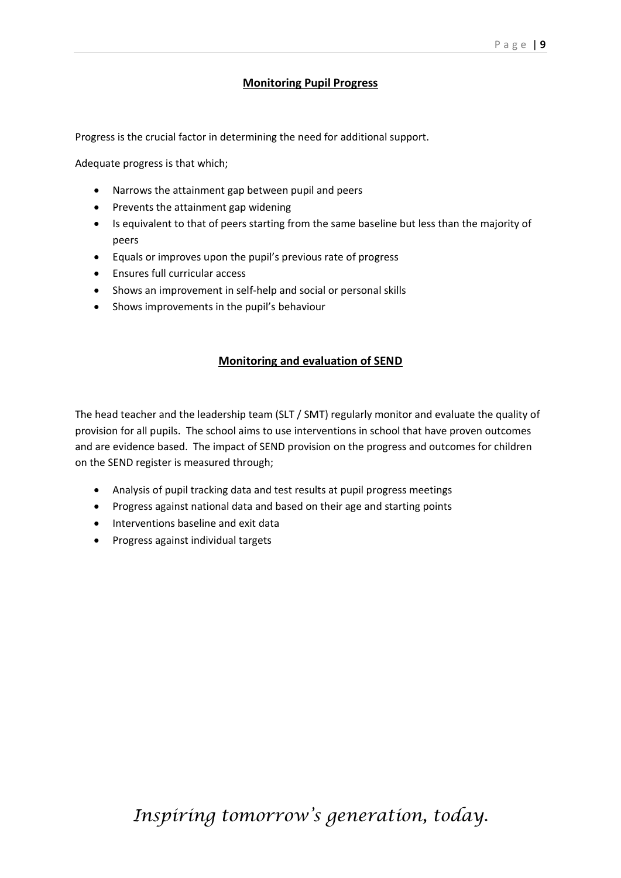## Monitoring Pupil Progress

Progress is the crucial factor in determining the need for additional support.

Adequate progress is that which;

- Narrows the attainment gap between pupil and peers
- Prevents the attainment gap widening
- Is equivalent to that of peers starting from the same baseline but less than the majority of peers
- Equals or improves upon the pupil's previous rate of progress
- Ensures full curricular access
- Shows an improvement in self-help and social or personal skills
- Shows improvements in the pupil's behaviour

## Monitoring and evaluation of SEND

The head teacher and the leadership team (SLT / SMT) regularly monitor and evaluate the quality of provision for all pupils. The school aims to use interventions in school that have proven outcomes and are evidence based. The impact of SEND provision on the progress and outcomes for children on the SEND register is measured through;

- Analysis of pupil tracking data and test results at pupil progress meetings
- Progress against national data and based on their age and starting points
- Interventions baseline and exit data
- Progress against individual targets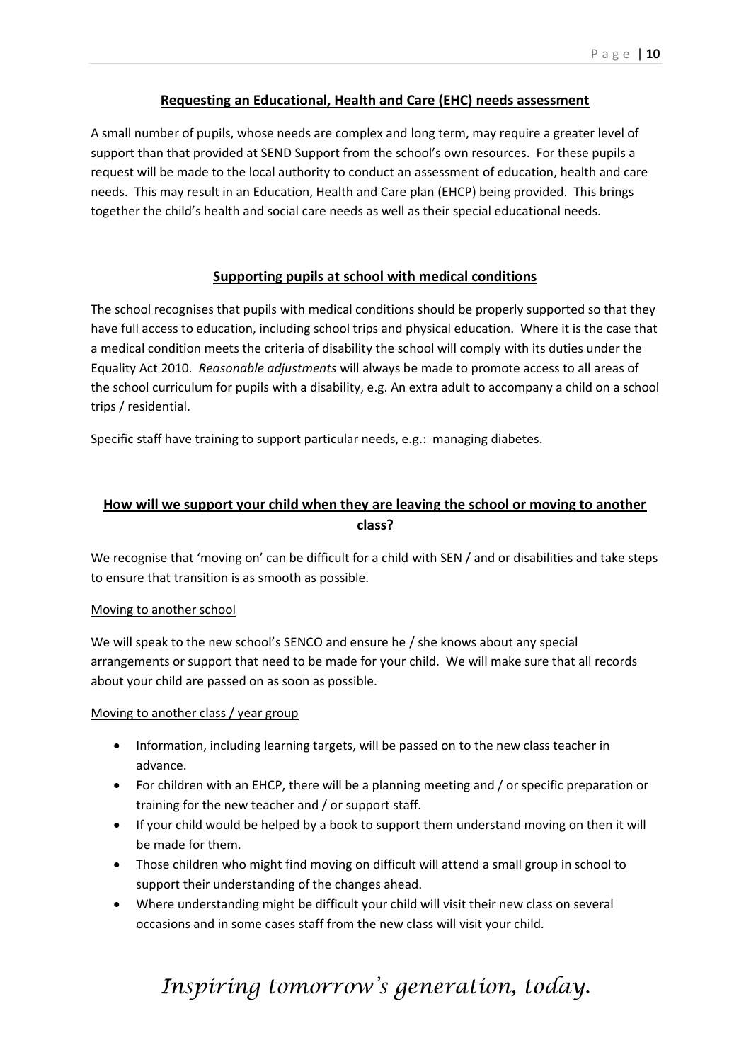## Requesting an Educational, Health and Care (EHC) needs assessment

A small number of pupils, whose needs are complex and long term, may require a greater level of support than that provided at SEND Support from the school's own resources. For these pupils a request will be made to the local authority to conduct an assessment of education, health and care needs. This may result in an Education, Health and Care plan (EHCP) being provided. This brings together the child's health and social care needs as well as their special educational needs.

## Supporting pupils at school with medical conditions

The school recognises that pupils with medical conditions should be properly supported so that they have full access to education, including school trips and physical education. Where it is the case that a medical condition meets the criteria of disability the school will comply with its duties under the Equality Act 2010. *Reasonable adjustments* will always be made to promote access to all areas of the school curriculum for pupils with a disability, e.g. An extra adult to accompany a child on a school trips / residential.

Specific staff have training to support particular needs, e.g.: managing diabetes.

## How will we support your child when they are leaving the school or moving to another class?

We recognise that 'moving on' can be difficult for a child with SEN / and or disabilities and take steps to ensure that transition is as smooth as possible.

### Moving to another school

We will speak to the new school's SENCO and ensure he / she knows about any special arrangements or support that need to be made for your child. We will make sure that all records about your child are passed on as soon as possible.

### Moving to another class / year group

- Information, including learning targets, will be passed on to the new class teacher in advance.
- For children with an EHCP, there will be a planning meeting and / or specific preparation or training for the new teacher and / or support staff.
- If your child would be helped by a book to support them understand moving on then it will be made for them.
- Those children who might find moving on difficult will attend a small group in school to support their understanding of the changes ahead.
- Where understanding might be difficult your child will visit their new class on several occasions and in some cases staff from the new class will visit your child.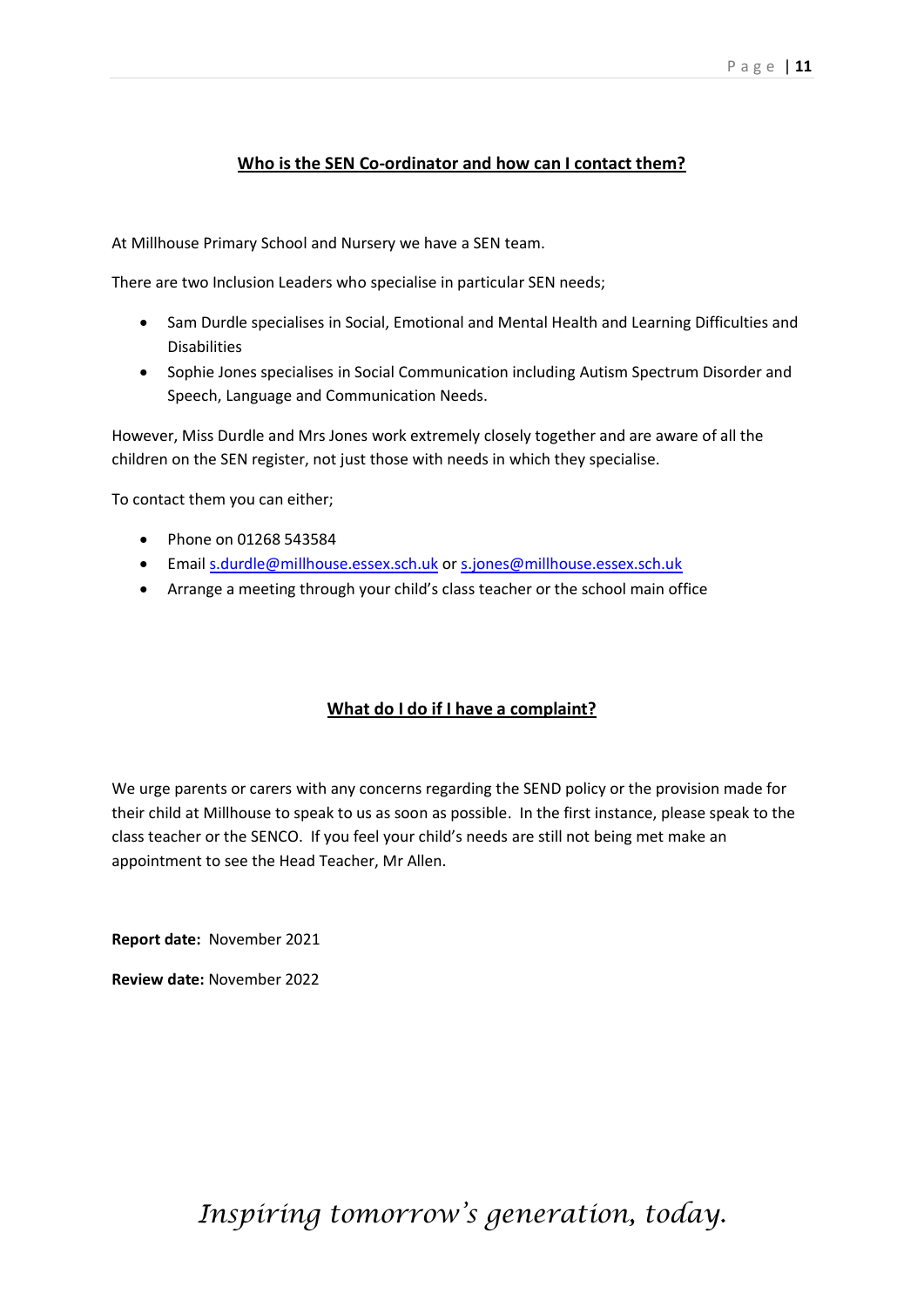## Who is the SEN Co-ordinator and how can I contact them?

At Millhouse Primary School and Nursery we have a SEN team.

There are two Inclusion Leaders who specialise in particular SEN needs;

- Sam Durdle specialises in Social, Emotional and Mental Health and Learning Difficulties and Disabilities
- Sophie Jones specialises in Social Communication including Autism Spectrum Disorder and Speech, Language and Communication Needs.

However, Miss Durdle and Mrs Jones work extremely closely together and are aware of all the children on the SEN register, not just those with needs in which they specialise.

To contact them you can either;

- Phone on 01268 543584
- Email s.durdle@millhouse.essex.sch.uk or s.jones@millhouse.essex.sch.uk
- Arrange a meeting through your child's class teacher or the school main office

## What do I do if I have a complaint?

We urge parents or carers with any concerns regarding the SEND policy or the provision made for their child at Millhouse to speak to us as soon as possible. In the first instance, please speak to the class teacher or the SENCO. If you feel your child's needs are still not being met make an appointment to see the Head Teacher, Mr Allen.

**Report date:** November 2021

**Review date:** November 2022

*Inspiring tomorrow's generation, today.*